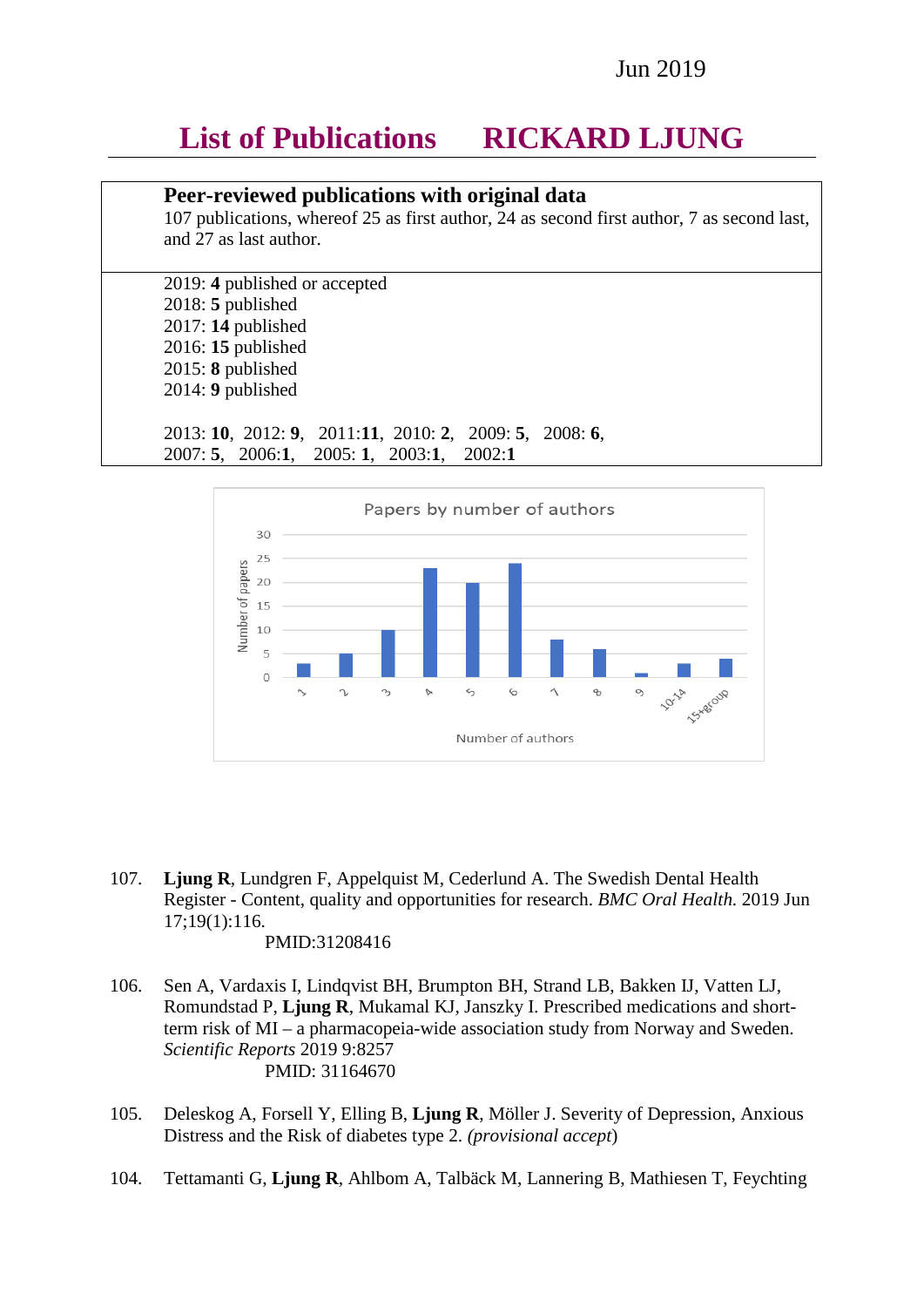Jun 2019

# List of Publications RICKARD LJUNG

## Peer-reviewed publications with original data

107 publications, whereof 25 as first author, 24 as second first author, 7 as second last, and 27 as last author.

2019: **4** published or accepted
2018: **5** published
2017: **14** published
2016: **15** published
2015: **8** published
2014: **9** published

2013: **10**, 2012: **9**, 2011:**11**, 2010: **2**, 2009: **5**, 2008: **6**,
2007: **5**, 2006:**1**, 2005: **1**, 2003:**1**, 2002:**1**

107. **Ljung R**, Lundgren F, Appelquist M, Cederlund A. The Swedish Dental Health Register - Content, quality and opportunities for research. *BMC Oral Health.* 2019 Jun 17;19(1):116.
PMID:31208416

106. Sen A, Vardaxis I, Lindqvist BH, Brumpton BH, Strand LB, Bakken IJ, Vatten LJ, Romundstad P, **Ljung R**, Mukamal KJ, Janszky I. Prescribed medications and short-term risk of MI – a pharmacopeia-wide association study from Norway and Sweden. *Scientific Reports* 2019 9:8257
PMID: 31164670

105. Deleskog A, Forsell Y, Elling B, **Ljung R**, Möller J. Severity of Depression, Anxious Distress and the Risk of diabetes type 2. *(provisional accept*)

104. Tettamanti G, **Ljung R**, Ahlbom A, Talbäck M, Lannering B, Mathiesen T, Feychting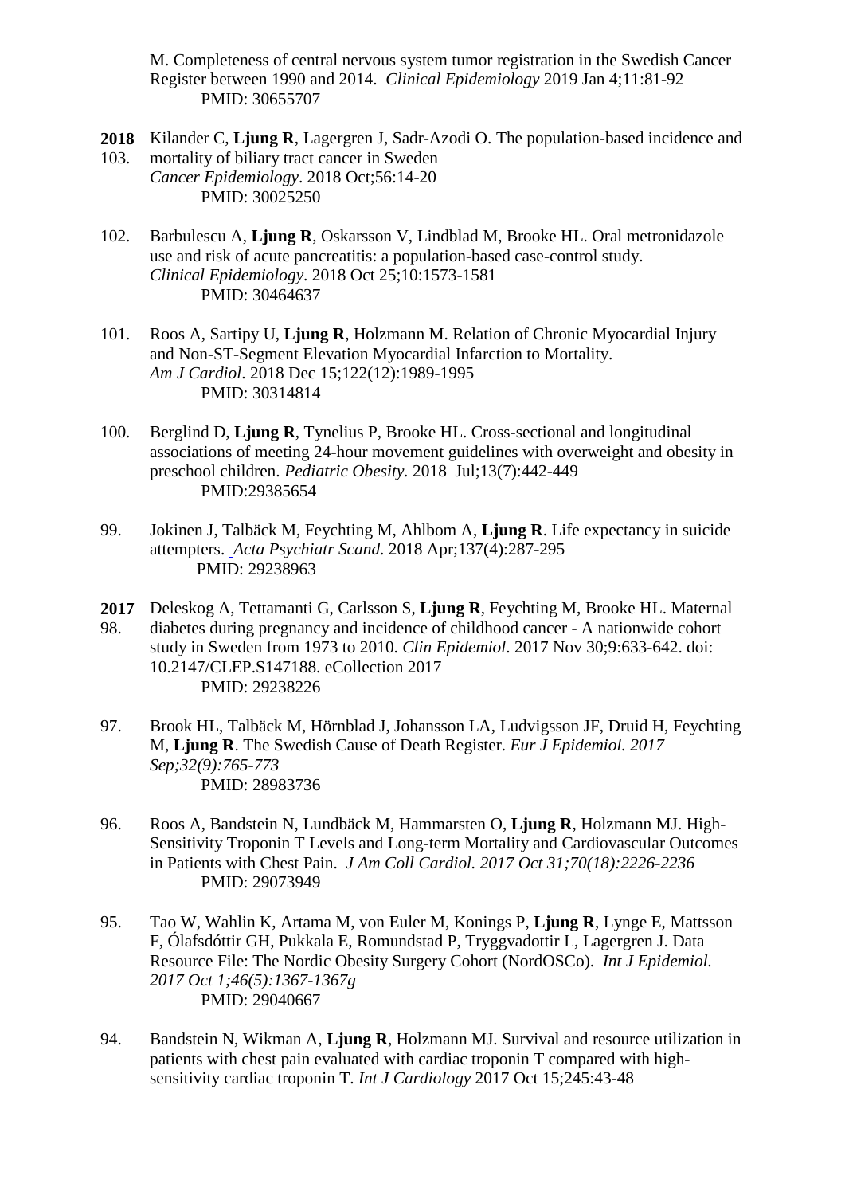M. Completeness of central nervous system tumor registration in the Swedish Cancer Register between 1990 and 2014. *Clinical Epidemiology* 2019 Jan 4;11:81-92
PMID: 30655707

**2018**

103. Kilander C, **Ljung R**, Lagergren J, Sadr-Azodi O. The population-based incidence and mortality of biliary tract cancer in Sweden
*Cancer Epidemiology*. 2018 Oct;56:14-20
PMID: 30025250

102. Barbulescu A, **Ljung R**, Oskarsson V, Lindblad M, Brooke HL. Oral metronidazole use and risk of acute pancreatitis: a population-based case-control study.
*Clinical Epidemiology*. 2018 Oct 25;10:1573-1581
PMID: 30464637

101. Roos A, Sartipy U, **Ljung R**, Holzmann M. Relation of Chronic Myocardial Injury and Non-ST-Segment Elevation Myocardial Infarction to Mortality.
*Am J Cardiol*. 2018 Dec 15;122(12):1989-1995
PMID: 30314814

100. Berglind D, **Ljung R**, Tynelius P, Brooke HL. Cross-sectional and longitudinal associations of meeting 24-hour movement guidelines with overweight and obesity in preschool children. *Pediatric Obesity*. 2018 Jul;13(7):442-449
PMID:29385654

99. Jokinen J, Talbäck M, Feychting M, Ahlbom A, **Ljung R**. Life expectancy in suicide attempters. *Acta Psychiatr Scand.* 2018 Apr;137(4):287-295
PMID: 29238963

**2017**

98. Deleskog A, Tettamanti G, Carlsson S, **Ljung R**, Feychting M, Brooke HL. Maternal diabetes during pregnancy and incidence of childhood cancer - A nationwide cohort study in Sweden from 1973 to 2010. *Clin Epidemiol*. 2017 Nov 30;9:633-642. doi: 10.2147/CLEP.S147188. eCollection 2017
PMID: 29238226

97. Brook HL, Talbäck M, Hörnblad J, Johansson LA, Ludvigsson JF, Druid H, Feychting M, **Ljung R**. The Swedish Cause of Death Register. *Eur J Epidemiol. 2017 Sep;32(9):765-773*
PMID: 28983736

96. Roos A, Bandstein N, Lundbäck M, Hammarsten O, **Ljung R**, Holzmann MJ. High-Sensitivity Troponin T Levels and Long-term Mortality and Cardiovascular Outcomes in Patients with Chest Pain. *J Am Coll Cardiol. 2017 Oct 31;70(18):2226-2236*
PMID: 29073949

95. Tao W, Wahlin K, Artama M, von Euler M, Konings P, **Ljung R**, Lynge E, Mattsson F, Ólafsdóttir GH, Pukkala E, Romundstad P, Tryggvadottir L, Lagergren J. Data Resource File: The Nordic Obesity Surgery Cohort (NordOSCo). *Int J Epidemiol. 2017 Oct 1;46(5):1367-1367g*
PMID: 29040667

94. Bandstein N, Wikman A, **Ljung R**, Holzmann MJ. Survival and resource utilization in patients with chest pain evaluated with cardiac troponin T compared with high-sensitivity cardiac troponin T. *Int J Cardiology* 2017 Oct 15;245:43-48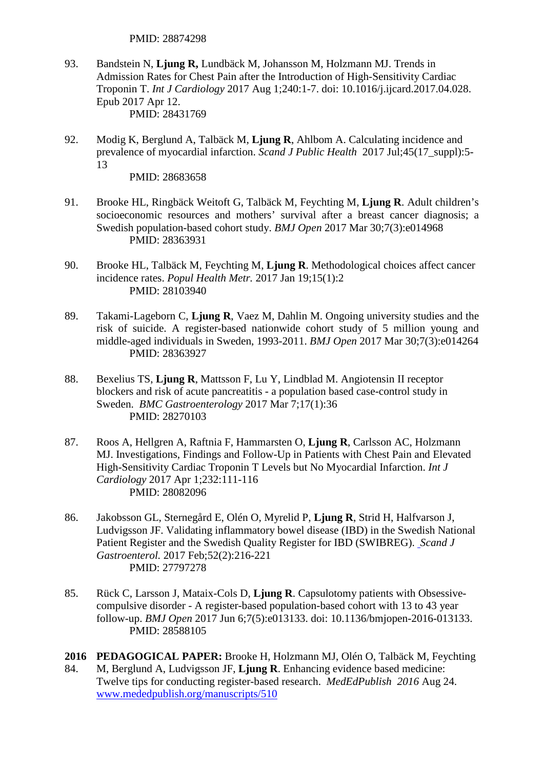PMID: 28874298

93. Bandstein N, **Ljung R,** Lundbäck M, Johansson M, Holzmann MJ. Trends in Admission Rates for Chest Pain after the Introduction of High-Sensitivity Cardiac Troponin T. *Int J Cardiology* 2017 Aug 1;240:1-7. doi: 10.1016/j.ijcard.2017.04.028. Epub 2017 Apr 12.
   PMID: 28431769

92. Modig K, Berglund A, Talbäck M, **Ljung R**, Ahlbom A. Calculating incidence and prevalence of myocardial infarction. *Scand J Public Health* 2017 Jul;45(17_suppl):5-13
   PMID: 28683658

91. Brooke HL, Ringbäck Weitoft G, Talbäck M, Feychting M, **Ljung R**. Adult children's socioeconomic resources and mothers' survival after a breast cancer diagnosis; a Swedish population-based cohort study. *BMJ Open* 2017 Mar 30;7(3):e014968
   PMID: 28363931

90. Brooke HL, Talbäck M, Feychting M, **Ljung R**. Methodological choices affect cancer incidence rates. *Popul Health Metr.* 2017 Jan 19;15(1):2
   PMID: 28103940

89. Takami-Lageborn C, **Ljung R**, Vaez M, Dahlin M. Ongoing university studies and the risk of suicide. A register-based nationwide cohort study of 5 million young and middle-aged individuals in Sweden, 1993-2011. *BMJ Open* 2017 Mar 30;7(3):e014264
   PMID: 28363927

88. Bexelius TS, **Ljung R**, Mattsson F, Lu Y, Lindblad M. Angiotensin II receptor blockers and risk of acute pancreatitis - a population based case-control study in Sweden. *BMC Gastroenterology* 2017 Mar 7;17(1):36
   PMID: 28270103

87. Roos A, Hellgren A, Raftnia F, Hammarsten O, **Ljung R**, Carlsson AC, Holzmann MJ. Investigations, Findings and Follow-Up in Patients with Chest Pain and Elevated High-Sensitivity Cardiac Troponin T Levels but No Myocardial Infarction. *Int J Cardiology* 2017 Apr 1;232:111-116
   PMID: 28082096

86. Jakobsson GL, Sternegård E, Olén O, Myrelid P, **Ljung R**, Strid H, Halfvarson J, Ludvigsson JF. Validating inflammatory bowel disease (IBD) in the Swedish National Patient Register and the Swedish Quality Register for IBD (SWIBREG). *Scand J Gastroenterol.* 2017 Feb;52(2):216-221
   PMID: 27797278

85. Rück C, Larsson J, Mataix-Cols D, **Ljung R**. Capsulotomy patients with Obsessive-compulsive disorder - A register-based population-based cohort with 13 to 43 year follow-up. *BMJ Open* 2017 Jun 6;7(5):e013133. doi: 10.1136/bmjopen-2016-013133.
   PMID: 28588105

**2016**

84. **PEDAGOGICAL PAPER:** Brooke H, Holzmann MJ, Olén O, Talbäck M, Feychting M, Berglund A, Ludvigsson JF, **Ljung R**. Enhancing evidence based medicine: Twelve tips for conducting register-based research. *MedEdPublish 2016* Aug 24. [www.mededpublish.org/manuscripts/510](www.mededpublish.org/manuscripts/510)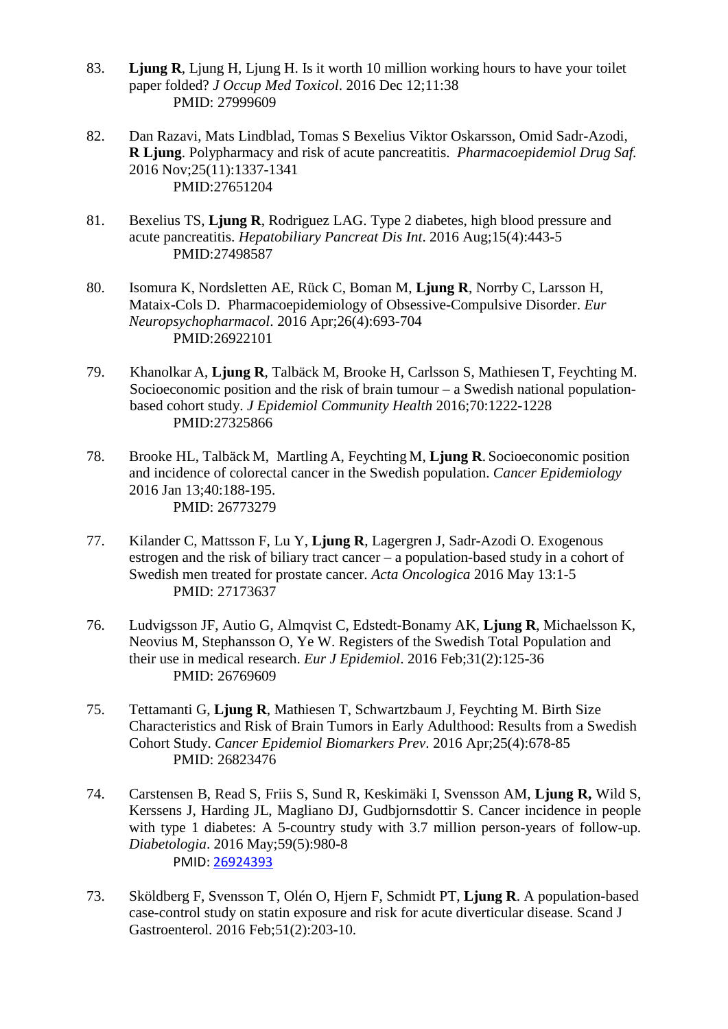83. **Ljung R**, Ljung H, Ljung H. Is it worth 10 million working hours to have your toilet paper folded? *J Occup Med Toxicol*. 2016 Dec 12;11:38
    PMID: 27999609

82. Dan Razavi, Mats Lindblad, Tomas S Bexelius Viktor Oskarsson, Omid Sadr-Azodi, **R Ljung**. Polypharmacy and risk of acute pancreatitis. *Pharmacoepidemiol Drug Saf.* 2016 Nov;25(11):1337-1341
    PMID:27651204

81. Bexelius TS, **Ljung R**, Rodriguez LAG. Type 2 diabetes, high blood pressure and acute pancreatitis. *Hepatobiliary Pancreat Dis Int*. 2016 Aug;15(4):443-5
    PMID:27498587

80. Isomura K, Nordsletten AE, Rück C, Boman M, **Ljung R**, Norrby C, Larsson H, Mataix-Cols D. Pharmacoepidemiology of Obsessive-Compulsive Disorder. *Eur Neuropsychopharmacol*. 2016 Apr;26(4):693-704
    PMID:26922101

79. Khanolkar A, **Ljung R**, Talbäck M, Brooke H, Carlsson S, Mathiesen T, Feychting M. Socioeconomic position and the risk of brain tumour – a Swedish national population-based cohort study. *J Epidemiol Community Health* 2016;70:1222-1228
    PMID:27325866

78. Brooke HL, Talbäck M, Martling A, Feychting M, **Ljung R**. Socioeconomic position and incidence of colorectal cancer in the Swedish population. *Cancer Epidemiology* 2016 Jan 13;40:188-195.
    PMID: 26773279

77. Kilander C, Mattsson F, Lu Y, **Ljung R**, Lagergren J, Sadr-Azodi O. Exogenous estrogen and the risk of biliary tract cancer – a population-based study in a cohort of Swedish men treated for prostate cancer. *Acta Oncologica* 2016 May 13:1-5
    PMID: 27173637

76. Ludvigsson JF, Autio G, Almqvist C, Edstedt-Bonamy AK, **Ljung R**, Michaelsson K, Neovius M, Stephansson O, Ye W. Registers of the Swedish Total Population and their use in medical research. *Eur J Epidemiol*. 2016 Feb;31(2):125-36
    PMID: 26769609

75. Tettamanti G, **Ljung R**, Mathiesen T, Schwartzbaum J, Feychting M. Birth Size Characteristics and Risk of Brain Tumors in Early Adulthood: Results from a Swedish Cohort Study. *Cancer Epidemiol Biomarkers Prev*. 2016 Apr;25(4):678-85
    PMID: 26823476

74. Carstensen B, Read S, Friis S, Sund R, Keskimäki I, Svensson AM, **Ljung R,** Wild S, Kerssens J, Harding JL, Magliano DJ, Gudbjornsdottir S. Cancer incidence in people with type 1 diabetes: A 5-country study with 3.7 million person-years of follow-up. *Diabetologia*. 2016 May;59(5):980-8
    PMID: 26924393

73. Sköldberg F, Svensson T, Olén O, Hjern F, Schmidt PT, **Ljung R**. A population-based case-control study on statin exposure and risk for acute diverticular disease. Scand J Gastroenterol. 2016 Feb;51(2):203-10.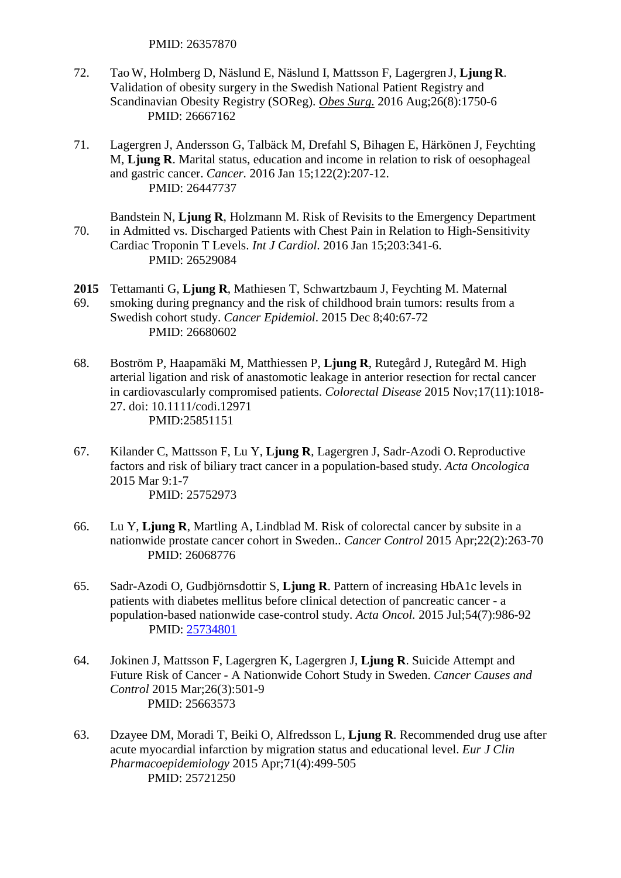PMID: 26357870

72. Tao W, Holmberg D, Näslund E, Näslund I, Mattsson F, Lagergren J, **Ljung R**. Validation of obesity surgery in the Swedish National Patient Registry and Scandinavian Obesity Registry (SOReg). *Obes Surg.* 2016 Aug;26(8):1750-6
PMID: 26667162

71. Lagergren J, Andersson G, Talbäck M, Drefahl S, Bihagen E, Härkönen J, Feychting M, **Ljung R**. Marital status, education and income in relation to risk of oesophageal and gastric cancer. *Cancer.* 2016 Jan 15;122(2):207-12.
PMID: 26447737

70. Bandstein N, **Ljung R**, Holzmann M. Risk of Revisits to the Emergency Department in Admitted vs. Discharged Patients with Chest Pain in Relation to High-Sensitivity Cardiac Troponin T Levels. *Int J Cardiol*. 2016 Jan 15;203:341-6.
PMID: 26529084

**2015**

69. Tettamanti G, **Ljung R**, Mathiesen T, Schwartzbaum J, Feychting M. Maternal smoking during pregnancy and the risk of childhood brain tumors: results from a Swedish cohort study. *Cancer Epidemiol*. 2015 Dec 8;40:67-72
PMID: 26680602

68. Boström P, Haapamäki M, Matthiessen P, **Ljung R**, Rutegård J, Rutegård M. High arterial ligation and risk of anastomotic leakage in anterior resection for rectal cancer in cardiovascularly compromised patients. *Colorectal Disease* 2015 Nov;17(11):1018-27. doi: 10.1111/codi.12971
PMID:25851151

67. Kilander C, Mattsson F, Lu Y, **Ljung R**, Lagergren J, Sadr-Azodi O. Reproductive factors and risk of biliary tract cancer in a population-based study. *Acta Oncologica* 2015 Mar 9:1-7
PMID: 25752973

66. Lu Y, **Ljung R**, Martling A, Lindblad M. Risk of colorectal cancer by subsite in a nationwide prostate cancer cohort in Sweden.. *Cancer Control* 2015 Apr;22(2):263-70
PMID: 26068776

65. Sadr-Azodi O, Gudbjörnsdottir S, **Ljung R**. Pattern of increasing HbA1c levels in patients with diabetes mellitus before clinical detection of pancreatic cancer - a population-based nationwide case-control study. *Acta Oncol.* 2015 Jul;54(7):986-92
PMID: 25734801

64. Jokinen J, Mattsson F, Lagergren K, Lagergren J, **Ljung R**. Suicide Attempt and Future Risk of Cancer - A Nationwide Cohort Study in Sweden. *Cancer Causes and Control* 2015 Mar;26(3):501-9
PMID: 25663573

63. Dzayee DM, Moradi T, Beiki O, Alfredsson L, **Ljung R**. Recommended drug use after acute myocardial infarction by migration status and educational level. *Eur J Clin Pharmacoepidemiology* 2015 Apr;71(4):499-505
PMID: 25721250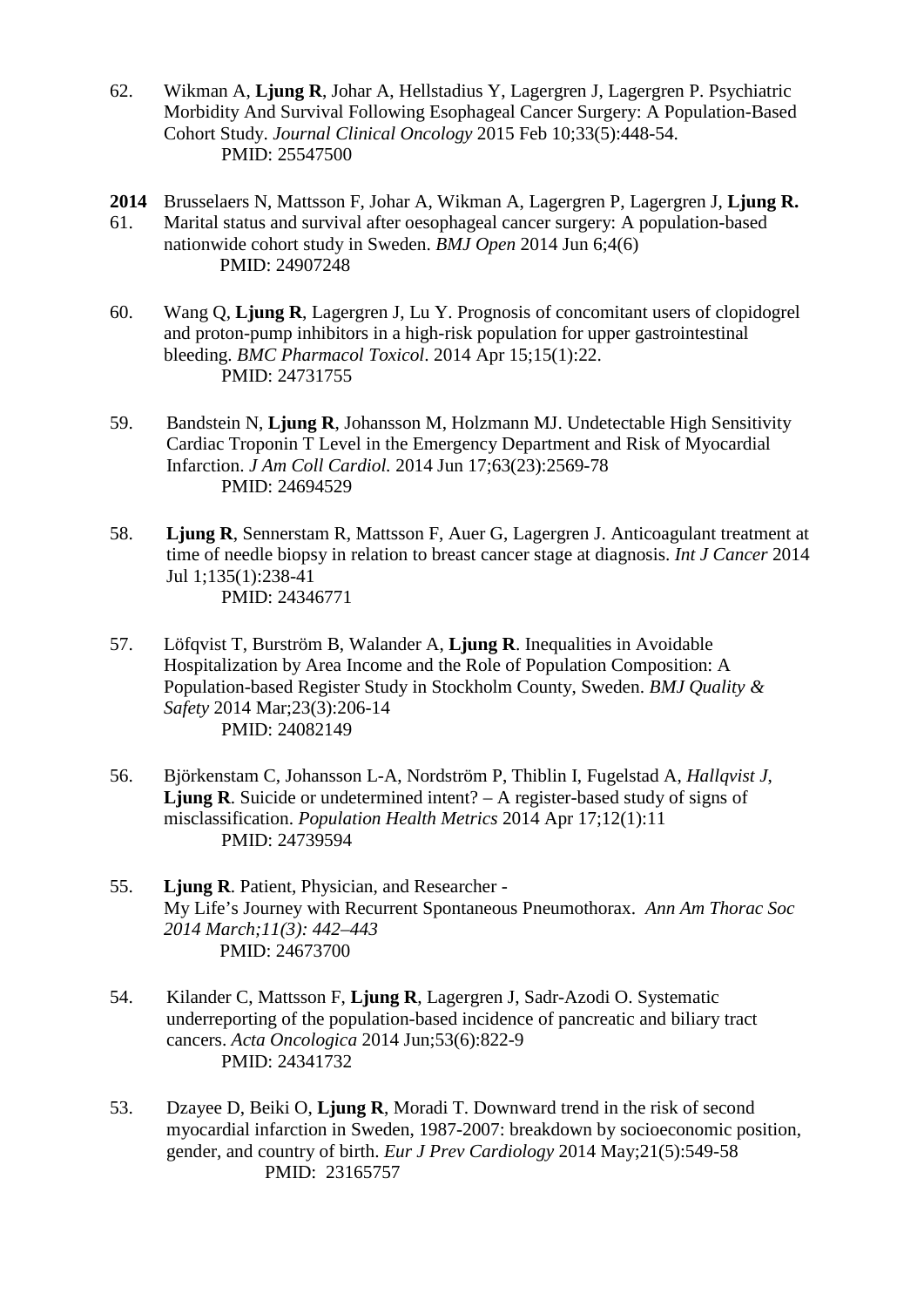62. Wikman A, **Ljung R**, Johar A, Hellstadius Y, Lagergren J, Lagergren P. Psychiatric Morbidity And Survival Following Esophageal Cancer Surgery: A Population-Based Cohort Study. *Journal Clinical Oncology* 2015 Feb 10;33(5):448-54.
PMID: 25547500

**2014**

61. Brusselaers N, Mattsson F, Johar A, Wikman A, Lagergren P, Lagergren J, **Ljung R.** Marital status and survival after oesophageal cancer surgery: A population-based nationwide cohort study in Sweden. *BMJ Open* 2014 Jun 6;4(6)
PMID: 24907248

60. Wang Q, **Ljung R**, Lagergren J, Lu Y. Prognosis of concomitant users of clopidogrel and proton-pump inhibitors in a high-risk population for upper gastrointestinal bleeding. *BMC Pharmacol Toxicol*. 2014 Apr 15;15(1):22.
PMID: 24731755

59. Bandstein N, **Ljung R**, Johansson M, Holzmann MJ. Undetectable High Sensitivity Cardiac Troponin T Level in the Emergency Department and Risk of Myocardial Infarction. *J Am Coll Cardiol.* 2014 Jun 17;63(23):2569-78
PMID: 24694529

58. **Ljung R**, Sennerstam R, Mattsson F, Auer G, Lagergren J. Anticoagulant treatment at time of needle biopsy in relation to breast cancer stage at diagnosis. *Int J Cancer* 2014 Jul 1;135(1):238-41
PMID: 24346771

57. Löfqvist T, Burström B, Walander A, **Ljung R**. Inequalities in Avoidable Hospitalization by Area Income and the Role of Population Composition: A Population-based Register Study in Stockholm County, Sweden. *BMJ Quality & Safety* 2014 Mar;23(3):206-14
PMID: 24082149

56. Björkenstam C, Johansson L-A, Nordström P, Thiblin I, Fugelstad A, *Hallqvist J*, **Ljung R**. Suicide or undetermined intent? – A register-based study of signs of misclassification. *Population Health Metrics* 2014 Apr 17;12(1):11
PMID: 24739594

55. **Ljung R**. Patient, Physician, and Researcher - My Life's Journey with Recurrent Spontaneous Pneumothorax. *Ann Am Thorac Soc 2014 March;11(3): 442–443*
PMID: 24673700

54. Kilander C, Mattsson F, **Ljung R**, Lagergren J, Sadr-Azodi O. Systematic underreporting of the population-based incidence of pancreatic and biliary tract cancers. *Acta Oncologica* 2014 Jun;53(6):822-9
PMID: 24341732

53. Dzayee D, Beiki O, **Ljung R**, Moradi T. Downward trend in the risk of second myocardial infarction in Sweden, 1987-2007: breakdown by socioeconomic position, gender, and country of birth. *Eur J Prev Cardiology* 2014 May;21(5):549-58
PMID: 23165757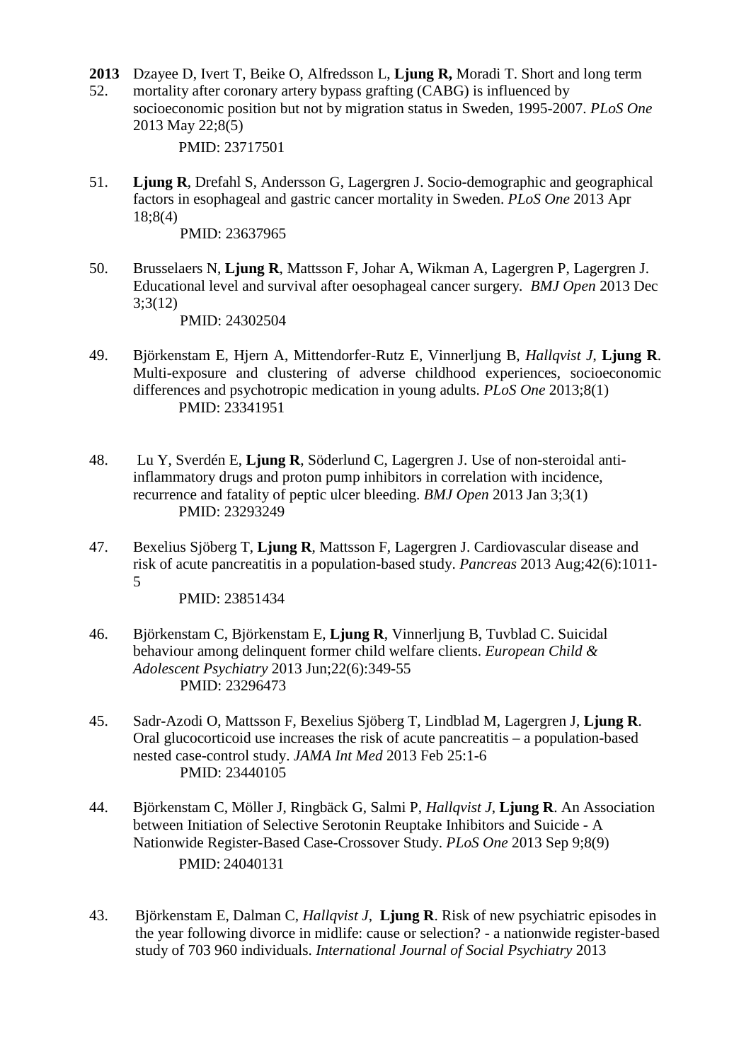**2013**

52. Dzayee D, Ivert T, Beike O, Alfredsson L, **Ljung R,** Moradi T. Short and long term mortality after coronary artery bypass grafting (CABG) is influenced by socioeconomic position but not by migration status in Sweden, 1995-2007. *PLoS One* 2013 May 22;8(5)
PMID: 23717501

51. **Ljung R**, Drefahl S, Andersson G, Lagergren J. Socio-demographic and geographical factors in esophageal and gastric cancer mortality in Sweden. *PLoS One* 2013 Apr 18;8(4)
PMID: 23637965

50. Brusselaers N, **Ljung R**, Mattsson F, Johar A, Wikman A, Lagergren P, Lagergren J. Educational level and survival after oesophageal cancer surgery. *BMJ Open* 2013 Dec 3;3(12)
PMID: 24302504

49. Björkenstam E, Hjern A, Mittendorfer-Rutz E, Vinnerljung B, *Hallqvist J*, **Ljung R**. Multi-exposure and clustering of adverse childhood experiences, socioeconomic differences and psychotropic medication in young adults. *PLoS One* 2013;8(1)
PMID: 23341951

48. Lu Y, Sverdén E, **Ljung R**, Söderlund C, Lagergren J. Use of non-steroidal anti-inflammatory drugs and proton pump inhibitors in correlation with incidence, recurrence and fatality of peptic ulcer bleeding. *BMJ Open* 2013 Jan 3;3(1)
PMID: 23293249

47. Bexelius Sjöberg T, **Ljung R**, Mattsson F, Lagergren J. Cardiovascular disease and risk of acute pancreatitis in a population-based study. *Pancreas* 2013 Aug;42(6):1011-5
PMID: 23851434

46. Björkenstam C, Björkenstam E, **Ljung R**, Vinnerljung B, Tuvblad C. Suicidal behaviour among delinquent former child welfare clients. *European Child & Adolescent Psychiatry* 2013 Jun;22(6):349-55
PMID: 23296473

45. Sadr-Azodi O, Mattsson F, Bexelius Sjöberg T, Lindblad M, Lagergren J, **Ljung R**. Oral glucocorticoid use increases the risk of acute pancreatitis – a population-based nested case-control study. *JAMA Int Med* 2013 Feb 25:1-6
PMID: 23440105

44. Björkenstam C, Möller J, Ringbäck G, Salmi P, *Hallqvist J*, **Ljung R**. An Association between Initiation of Selective Serotonin Reuptake Inhibitors and Suicide - A Nationwide Register-Based Case-Crossover Study. *PLoS One* 2013 Sep 9;8(9)
PMID: 24040131

43. Björkenstam E, Dalman C, *Hallqvist J*, **Ljung R**. Risk of new psychiatric episodes in the year following divorce in midlife: cause or selection? - a nationwide register-based study of 703 960 individuals. *International Journal of Social Psychiatry* 2013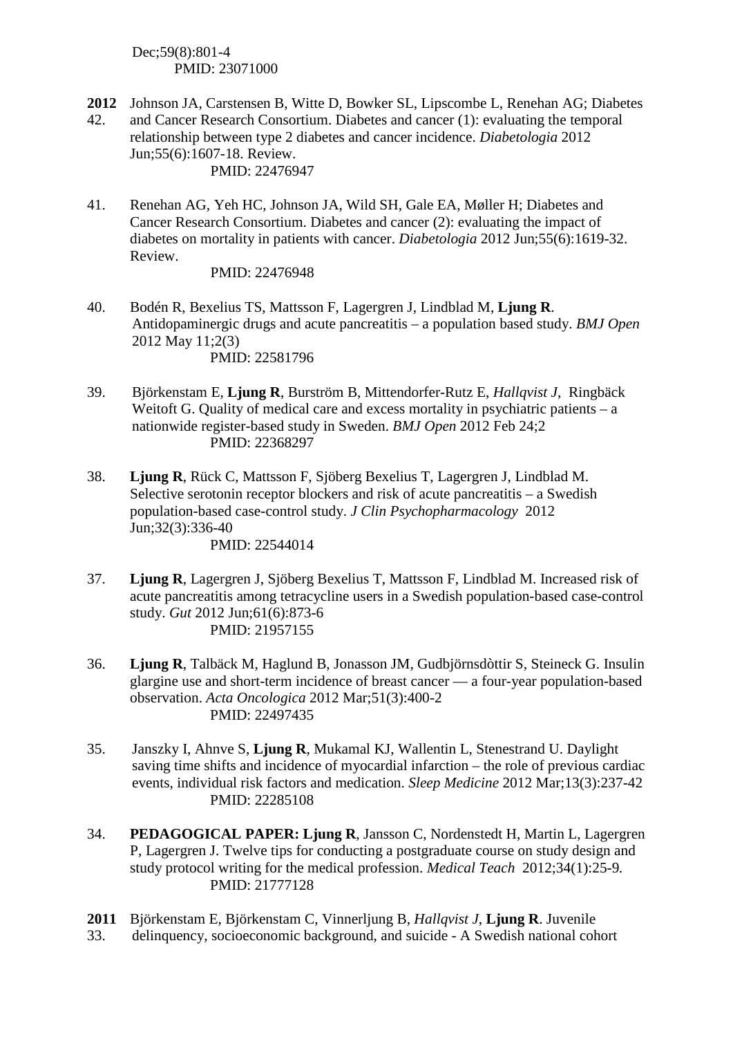Dec;59(8):801-4
PMID: 23071000

**2012**
42. Johnson JA, Carstensen B, Witte D, Bowker SL, Lipscombe L, Renehan AG; Diabetes and Cancer Research Consortium. Diabetes and cancer (1): evaluating the temporal relationship between type 2 diabetes and cancer incidence. *Diabetologia* 2012 Jun;55(6):1607-18. Review.
PMID: 22476947

41. Renehan AG, Yeh HC, Johnson JA, Wild SH, Gale EA, Møller H; Diabetes and Cancer Research Consortium. Diabetes and cancer (2): evaluating the impact of diabetes on mortality in patients with cancer. *Diabetologia* 2012 Jun;55(6):1619-32. Review.
PMID: 22476948

40. Bodén R, Bexelius TS, Mattsson F, Lagergren J, Lindblad M, **Ljung R**. Antidopaminergic drugs and acute pancreatitis – a population based study. *BMJ Open* 2012 May 11;2(3)
PMID: 22581796

39. Björkenstam E, **Ljung R**, Burström B, Mittendorfer-Rutz E, *Hallqvist J*, Ringbäck Weitoft G. Quality of medical care and excess mortality in psychiatric patients – a nationwide register-based study in Sweden. *BMJ Open* 2012 Feb 24;2
PMID: 22368297

38. **Ljung R**, Rück C, Mattsson F, Sjöberg Bexelius T, Lagergren J, Lindblad M. Selective serotonin receptor blockers and risk of acute pancreatitis – a Swedish population-based case-control study. *J Clin Psychopharmacology* 2012 Jun;32(3):336-40
PMID: 22544014

37. **Ljung R**, Lagergren J, Sjöberg Bexelius T, Mattsson F, Lindblad M. Increased risk of acute pancreatitis among tetracycline users in a Swedish population-based case-control study. *Gut* 2012 Jun;61(6):873-6
PMID: 21957155

36. **Ljung R**, Talbäck M, Haglund B, Jonasson JM, Gudbjörnsdòttir S, Steineck G. Insulin glargine use and short-term incidence of breast cancer — a four-year population-based observation. *Acta Oncologica* 2012 Mar;51(3):400-2
PMID: 22497435

35. Janszky I, Ahnve S, **Ljung R**, Mukamal KJ, Wallentin L, Stenestrand U. Daylight saving time shifts and incidence of myocardial infarction – the role of previous cardiac events, individual risk factors and medication. *Sleep Medicine* 2012 Mar;13(3):237-42
PMID: 22285108

34. **PEDAGOGICAL PAPER: Ljung R**, Jansson C, Nordenstedt H, Martin L, Lagergren P, Lagergren J. Twelve tips for conducting a postgraduate course on study design and study protocol writing for the medical profession. *Medical Teach* 2012;34(1):25-9.
PMID: 21777128

**2011**
33. Björkenstam E, Björkenstam C, Vinnerljung B, *Hallqvist J*, **Ljung R**. Juvenile delinquency, socioeconomic background, and suicide - A Swedish national cohort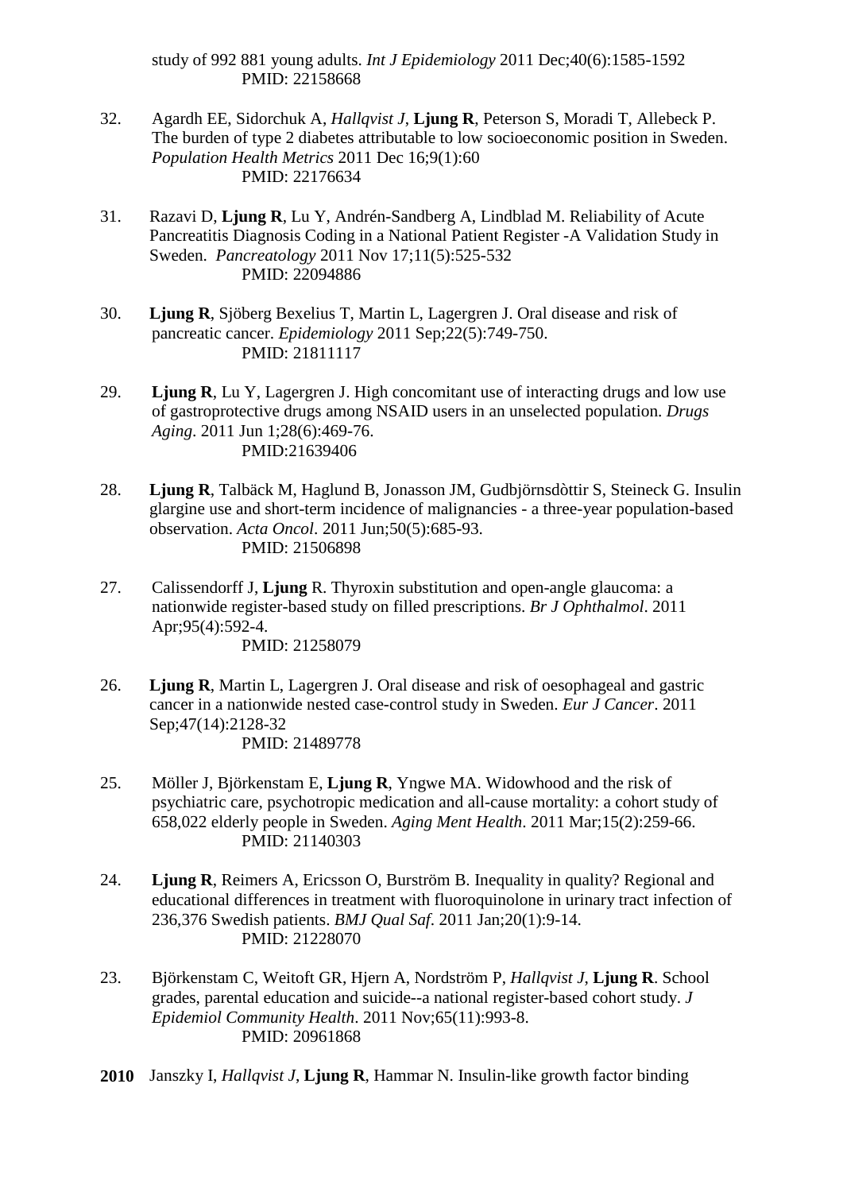study of 992 881 young adults. *Int J Epidemiology* 2011 Dec;40(6):1585-1592
PMID: 22158668

32. Agardh EE, Sidorchuk A, *Hallqvist J*, **Ljung R**, Peterson S, Moradi T, Allebeck P. The burden of type 2 diabetes attributable to low socioeconomic position in Sweden. *Population Health Metrics* 2011 Dec 16;9(1):60
PMID: 22176634

31. Razavi D, **Ljung R**, Lu Y, Andrén-Sandberg A, Lindblad M. Reliability of Acute Pancreatitis Diagnosis Coding in a National Patient Register -A Validation Study in Sweden. *Pancreatology* 2011 Nov 17;11(5):525-532
PMID: 22094886

30. **Ljung R**, Sjöberg Bexelius T, Martin L, Lagergren J. Oral disease and risk of pancreatic cancer. *Epidemiology* 2011 Sep;22(5):749-750.
PMID: 21811117

29. **Ljung R**, Lu Y, Lagergren J. High concomitant use of interacting drugs and low use of gastroprotective drugs among NSAID users in an unselected population. *Drugs Aging*. 2011 Jun 1;28(6):469-76.
PMID:21639406

28. **Ljung R**, Talbäck M, Haglund B, Jonasson JM, Gudbjörnsdòttir S, Steineck G. Insulin glargine use and short-term incidence of malignancies - a three-year population-based observation. *Acta Oncol*. 2011 Jun;50(5):685-93.
PMID: 21506898

27. Calissendorff J, **Ljung** R. Thyroxin substitution and open-angle glaucoma: a nationwide register-based study on filled prescriptions. *Br J Ophthalmol*. 2011 Apr;95(4):592-4.
PMID: 21258079

26. **Ljung R**, Martin L, Lagergren J. Oral disease and risk of oesophageal and gastric cancer in a nationwide nested case-control study in Sweden. *Eur J Cancer*. 2011 Sep;47(14):2128-32
PMID: 21489778

25. Möller J, Björkenstam E, **Ljung R**, Yngwe MA. Widowhood and the risk of psychiatric care, psychotropic medication and all-cause mortality: a cohort study of 658,022 elderly people in Sweden. *Aging Ment Health*. 2011 Mar;15(2):259-66.
PMID: 21140303

24. **Ljung R**, Reimers A, Ericsson O, Burström B. Inequality in quality? Regional and educational differences in treatment with fluoroquinolone in urinary tract infection of 236,376 Swedish patients. *BMJ Qual Saf*. 2011 Jan;20(1):9-14.
PMID: 21228070

23. Björkenstam C, Weitoft GR, Hjern A, Nordström P, *Hallqvist J*, **Ljung R**. School grades, parental education and suicide--a national register-based cohort study. *J Epidemiol Community Health*. 2011 Nov;65(11):993-8.
PMID: 20961868

**2010** Janszky I, *Hallqvist J*, **Ljung R**, Hammar N. Insulin-like growth factor binding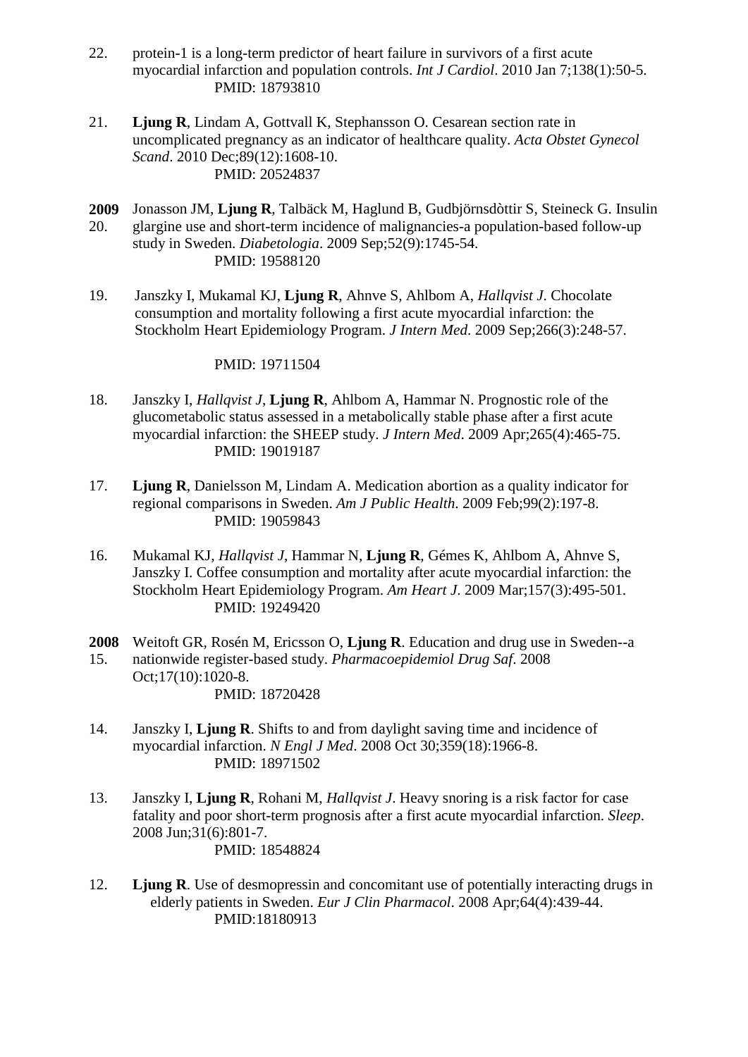22. protein-1 is a long-term predictor of heart failure in survivors of a first acute myocardial infarction and population controls. *Int J Cardiol*. 2010 Jan 7;138(1):50-5.
PMID: 18793810

21. **Ljung R**, Lindam A, Gottvall K, Stephansson O. Cesarean section rate in uncomplicated pregnancy as an indicator of healthcare quality. *Acta Obstet Gynecol Scand*. 2010 Dec;89(12):1608-10.
PMID: 20524837

**2009**

20. Jonasson JM, **Ljung R**, Talbäck M, Haglund B, Gudbjörnsdòttir S, Steineck G. Insulin glargine use and short-term incidence of malignancies-a population-based follow-up study in Sweden. *Diabetologia*. 2009 Sep;52(9):1745-54.
PMID: 19588120

19. Janszky I, Mukamal KJ, **Ljung R**, Ahnve S, Ahlbom A, *Hallqvist J*. Chocolate consumption and mortality following a first acute myocardial infarction: the Stockholm Heart Epidemiology Program. *J Intern Med*. 2009 Sep;266(3):248-57.
PMID: 19711504

18. Janszky I, *Hallqvist J*, **Ljung R**, Ahlbom A, Hammar N. Prognostic role of the glucometabolic status assessed in a metabolically stable phase after a first acute myocardial infarction: the SHEEP study. *J Intern Med*. 2009 Apr;265(4):465-75.
PMID: 19019187

17. **Ljung R**, Danielsson M, Lindam A. Medication abortion as a quality indicator for regional comparisons in Sweden. *Am J Public Health*. 2009 Feb;99(2):197-8.
PMID: 19059843

16. Mukamal KJ, *Hallqvist J*, Hammar N, **Ljung R**, Gémes K, Ahlbom A, Ahnve S, Janszky I. Coffee consumption and mortality after acute myocardial infarction: the Stockholm Heart Epidemiology Program. *Am Heart J*. 2009 Mar;157(3):495-501.
PMID: 19249420

**2008**

15. Weitoft GR, Rosén M, Ericsson O, **Ljung R**. Education and drug use in Sweden--a nationwide register-based study. *Pharmacoepidemiol Drug Saf*. 2008 Oct;17(10):1020-8.
PMID: 18720428

14. Janszky I, **Ljung R**. Shifts to and from daylight saving time and incidence of myocardial infarction. *N Engl J Med*. 2008 Oct 30;359(18):1966-8.
PMID: 18971502

13. Janszky I, **Ljung R**, Rohani M, *Hallqvist J*. Heavy snoring is a risk factor for case fatality and poor short-term prognosis after a first acute myocardial infarction. *Sleep*. 2008 Jun;31(6):801-7.
PMID: 18548824

12. **Ljung R**. Use of desmopressin and concomitant use of potentially interacting drugs in elderly patients in Sweden. *Eur J Clin Pharmacol*. 2008 Apr;64(4):439-44.
PMID:18180913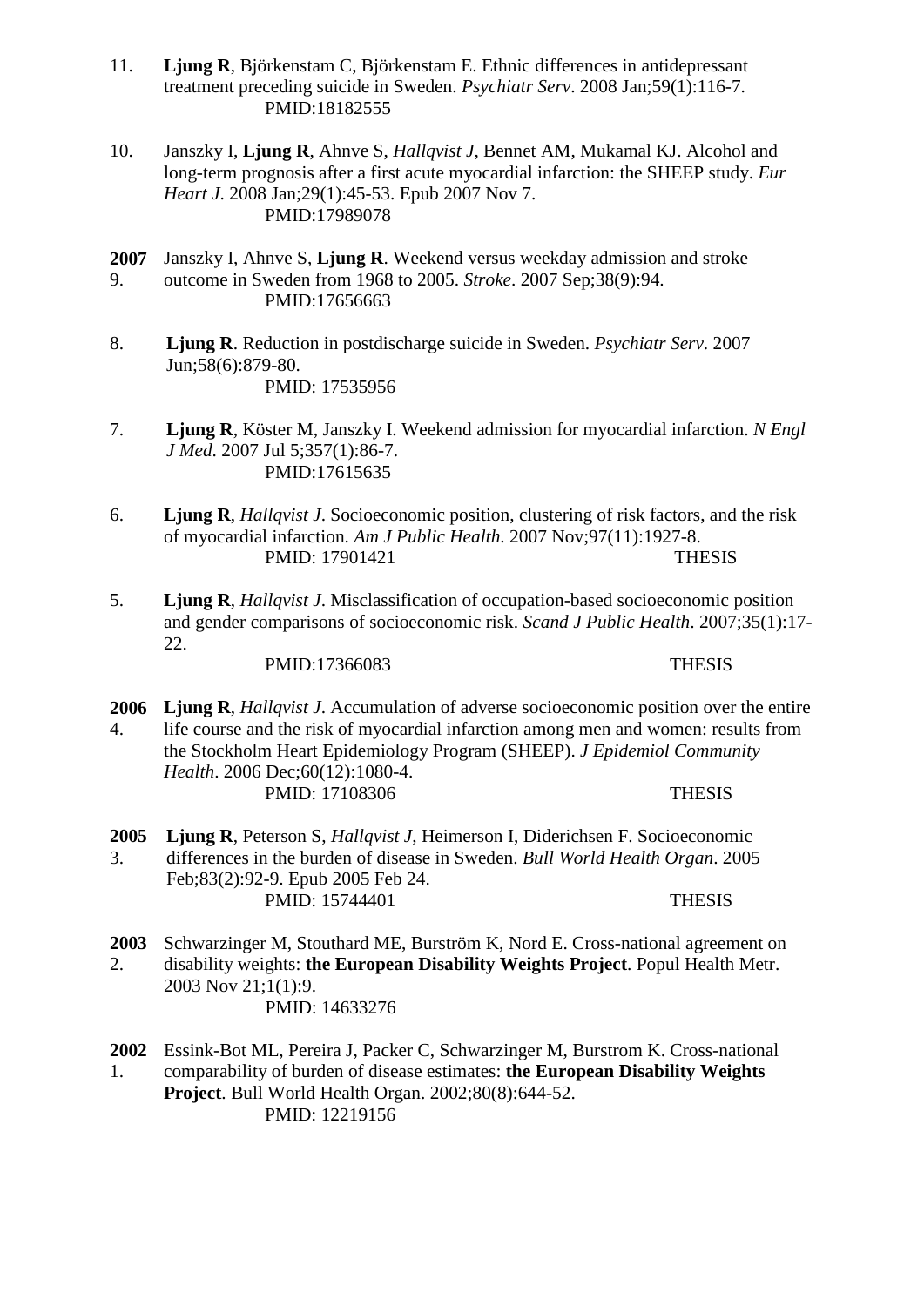11. **Ljung R**, Björkenstam C, Björkenstam E. Ethnic differences in antidepressant treatment preceding suicide in Sweden. *Psychiatr Serv*. 2008 Jan;59(1):116-7.
    PMID:18182555

10. Janszky I, **Ljung R**, Ahnve S, *Hallqvist J*, Bennet AM, Mukamal KJ. Alcohol and long-term prognosis after a first acute myocardial infarction: the SHEEP study. *Eur Heart J*. 2008 Jan;29(1):45-53. Epub 2007 Nov 7.
    PMID:17989078

**2007**

9. Janszky I, Ahnve S, **Ljung R**. Weekend versus weekday admission and stroke outcome in Sweden from 1968 to 2005. *Stroke*. 2007 Sep;38(9):94.
    PMID:17656663

8. **Ljung R**. Reduction in postdischarge suicide in Sweden. *Psychiatr Serv*. 2007 Jun;58(6):879-80.
    PMID: 17535956

7. **Ljung R**, Köster M, Janszky I. Weekend admission for myocardial infarction. *N Engl J Med*. 2007 Jul 5;357(1):86-7.
    PMID:17615635

6. **Ljung R**, *Hallqvist J*. Socioeconomic position, clustering of risk factors, and the risk of myocardial infarction. *Am J Public Health*. 2007 Nov;97(11):1927-8.
    PMID: 17901421 THESIS

5. **Ljung R**, *Hallqvist J*. Misclassification of occupation-based socioeconomic position and gender comparisons of socioeconomic risk. *Scand J Public Health*. 2007;35(1):17-22.
    PMID:17366083 THESIS

**2006**

4. **Ljung R**, *Hallqvist J*. Accumulation of adverse socioeconomic position over the entire life course and the risk of myocardial infarction among men and women: results from the Stockholm Heart Epidemiology Program (SHEEP). *J Epidemiol Community Health*. 2006 Dec;60(12):1080-4.
    PMID: 17108306 THESIS

**2005**

3. **Ljung R**, Peterson S, *Hallqvist J*, Heimerson I, Diderichsen F. Socioeconomic differences in the burden of disease in Sweden. *Bull World Health Organ*. 2005 Feb;83(2):92-9. Epub 2005 Feb 24.
    PMID: 15744401 THESIS

**2003**

2. Schwarzinger M, Stouthard ME, Burström K, Nord E. Cross-national agreement on disability weights: **the European Disability Weights Project**. Popul Health Metr. 2003 Nov 21;1(1):9.
    PMID: 14633276

**2002**

1. Essink-Bot ML, Pereira J, Packer C, Schwarzinger M, Burstrom K. Cross-national comparability of burden of disease estimates: **the European Disability Weights Project**. Bull World Health Organ. 2002;80(8):644-52.
    PMID: 12219156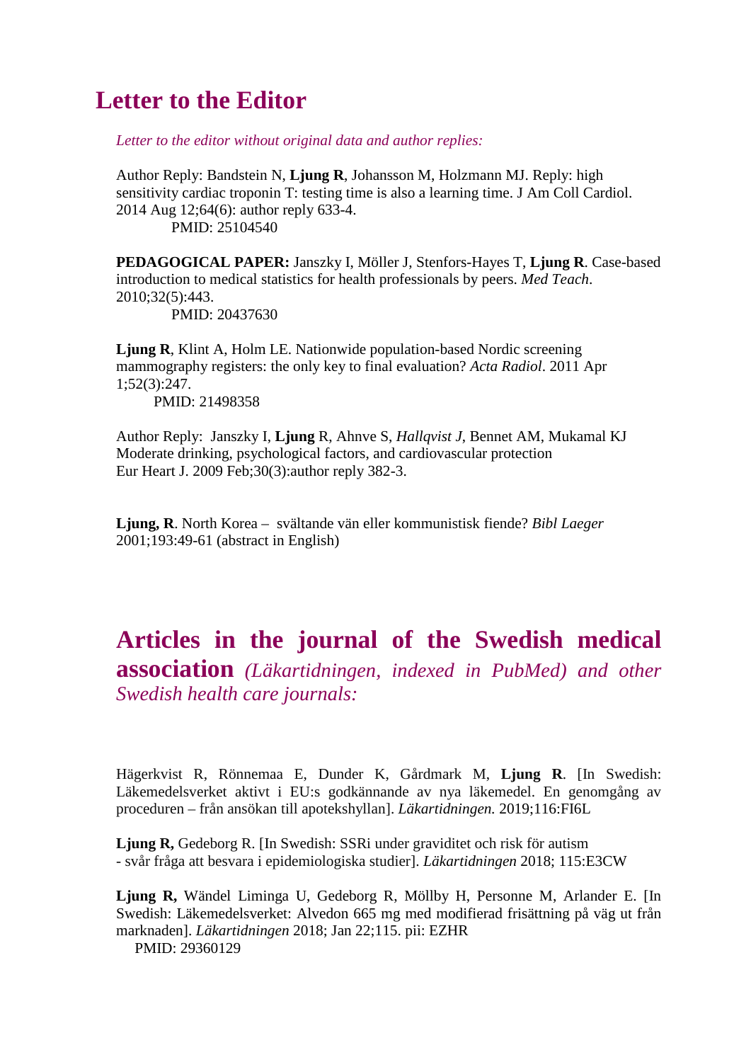# Letter to the Editor

*Letter to the editor without original data and author replies:*

Author Reply: Bandstein N, **Ljung R**, Johansson M, Holzmann MJ. Reply: high sensitivity cardiac troponin T: testing time is also a learning time. J Am Coll Cardiol. 2014 Aug 12;64(6): author reply 633-4.
PMID: 25104540

**PEDAGOGICAL PAPER:** Janszky I, Möller J, Stenfors-Hayes T, **Ljung R**. Case-based introduction to medical statistics for health professionals by peers. *Med Teach*. 2010;32(5):443.
PMID: 20437630

**Ljung R**, Klint A, Holm LE. Nationwide population-based Nordic screening mammography registers: the only key to final evaluation? *Acta Radiol*. 2011 Apr 1;52(3):247.
PMID: 21498358

Author Reply: Janszky I, **Ljung** R, Ahnve S, *Hallqvist J*, Bennet AM, Mukamal KJ Moderate drinking, psychological factors, and cardiovascular protection Eur Heart J. 2009 Feb;30(3):author reply 382-3.

**Ljung, R**. North Korea – svältande vän eller kommunistisk fiende? *Bibl Laeger* 2001;193:49-61 (abstract in English)

# Articles in the journal of the Swedish medical association *(Läkartidningen, indexed in PubMed) and other Swedish health care journals:*

Hägerkvist R, Rönnemaa E, Dunder K, Gårdmark M, **Ljung R**. [In Swedish: Läkemedelsverket aktivt i EU:s godkännande av nya läkemedel. En genomgång av proceduren – från ansökan till apotekshyllan]. *Läkartidningen.* 2019;116:FI6L

**Ljung R,** Gedeborg R. [In Swedish: SSRi under graviditet och risk för autism - svår fråga att besvara i epidemiologiska studier]. *Läkartidningen* 2018; 115:E3CW

**Ljung R,** Wändel Liminga U, Gedeborg R, Möllby H, Personne M, Arlander E. [In Swedish: Läkemedelsverket: Alvedon 665 mg med modifierad frisättning på väg ut från marknaden]. *Läkartidningen* 2018; Jan 22;115. pii: EZHR
PMID: 29360129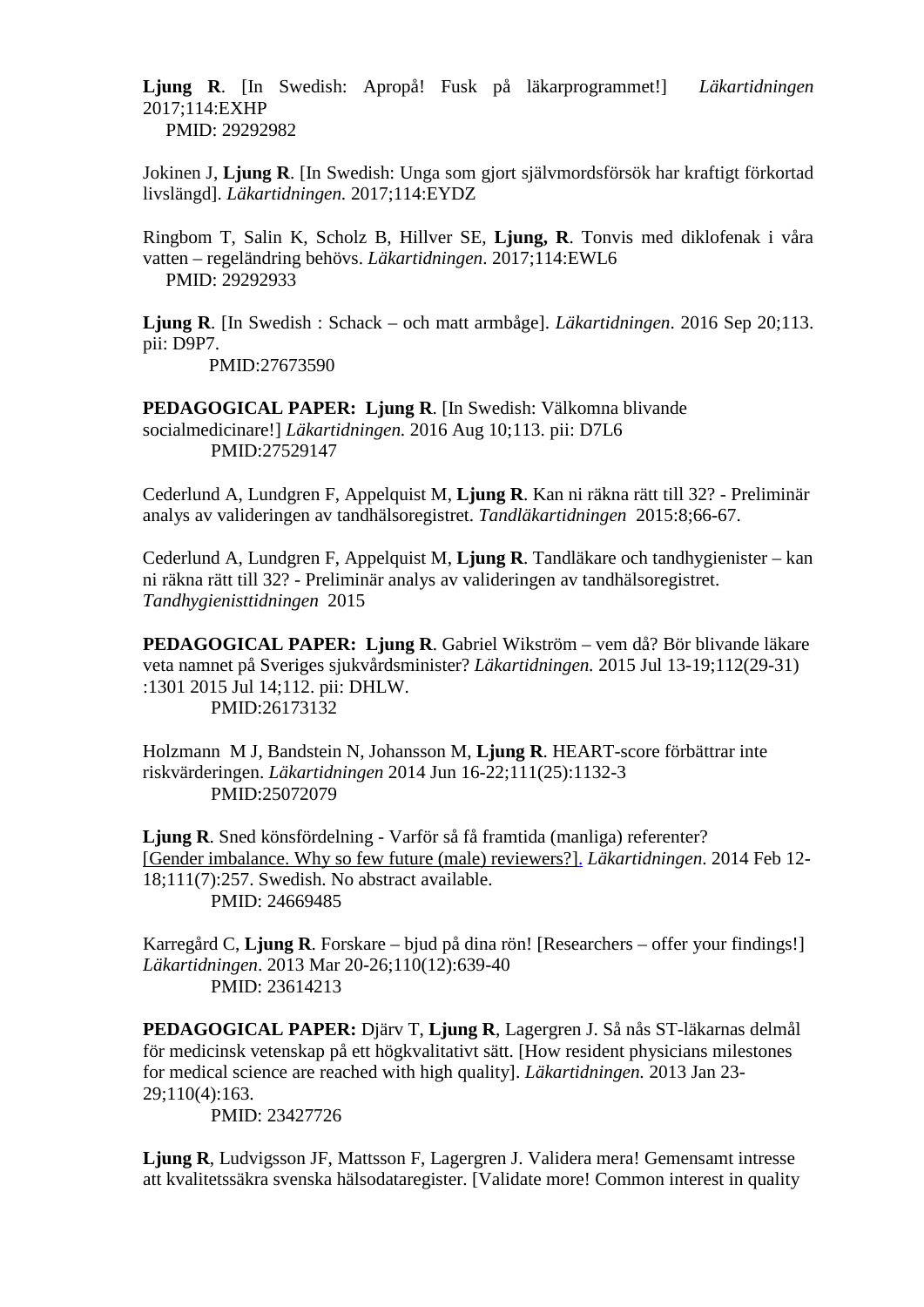**Ljung R**. [In Swedish: Apropå! Fusk på läkarprogrammet!] *Läkartidningen* 2017;114:EXHP
PMID: 29292982

Jokinen J, **Ljung R**. [In Swedish: Unga som gjort självmordsförsök har kraftigt förkortad livslängd]. *Läkartidningen.* 2017;114:EYDZ

Ringbom T, Salin K, Scholz B, Hillver SE, **Ljung, R**. Tonvis med diklofenak i våra vatten – regeländring behövs. *Läkartidningen*. 2017;114:EWL6
PMID: 29292933

**Ljung R**. [In Swedish : Schack – och matt armbåge]. *Läkartidningen*. 2016 Sep 20;113. pii: D9P7.
PMID:27673590

**PEDAGOGICAL PAPER: Ljung R**. [In Swedish: Välkomna blivande socialmedicinare!] *Läkartidningen.* 2016 Aug 10;113. pii: D7L6
PMID:27529147

Cederlund A, Lundgren F, Appelquist M, **Ljung R**. Kan ni räkna rätt till 32? - Preliminär analys av valideringen av tandhälsoregistret. *Tandläkartidningen* 2015:8;66-67.

Cederlund A, Lundgren F, Appelquist M, **Ljung R**. Tandläkare och tandhygienister – kan ni räkna rätt till 32? - Preliminär analys av valideringen av tandhälsoregistret. *Tandhygienisttidningen* 2015

**PEDAGOGICAL PAPER: Ljung R**. Gabriel Wikström – vem då? Bör blivande läkare veta namnet på Sveriges sjukvårdsminister? *Läkartidningen.* 2015 Jul 13-19;112(29-31):1301 2015 Jul 14;112. pii: DHLW.
PMID:26173132

Holzmann M J, Bandstein N, Johansson M, **Ljung R**. HEART-score förbättrar inte riskvärderingen. *Läkartidningen* 2014 Jun 16-22;111(25):1132-3
PMID:25072079

**Ljung R**. Sned könsfördelning - Varför så få framtida (manliga) referenter? [Gender imbalance. Why so few future (male) reviewers?]. *Läkartidningen*. 2014 Feb 12-18;111(7):257. Swedish. No abstract available.
PMID: 24669485

Karregård C, **Ljung R**. Forskare – bjud på dina rön! [Researchers – offer your findings!] *Läkartidningen*. 2013 Mar 20-26;110(12):639-40
PMID: 23614213

**PEDAGOGICAL PAPER:** Djärv T, **Ljung R**, Lagergren J. Så nås ST-läkarnas delmål för medicinsk vetenskap på ett högkvalitativt sätt. [How resident physicians milestones for medical science are reached with high quality]. *Läkartidningen.* 2013 Jan 23-29;110(4):163.
PMID: 23427726

**Ljung R**, Ludvigsson JF, Mattsson F, Lagergren J. Validera mera! Gemensamt intresse att kvalitetssäkra svenska hälsodataregister. [Validate more! Common interest in quality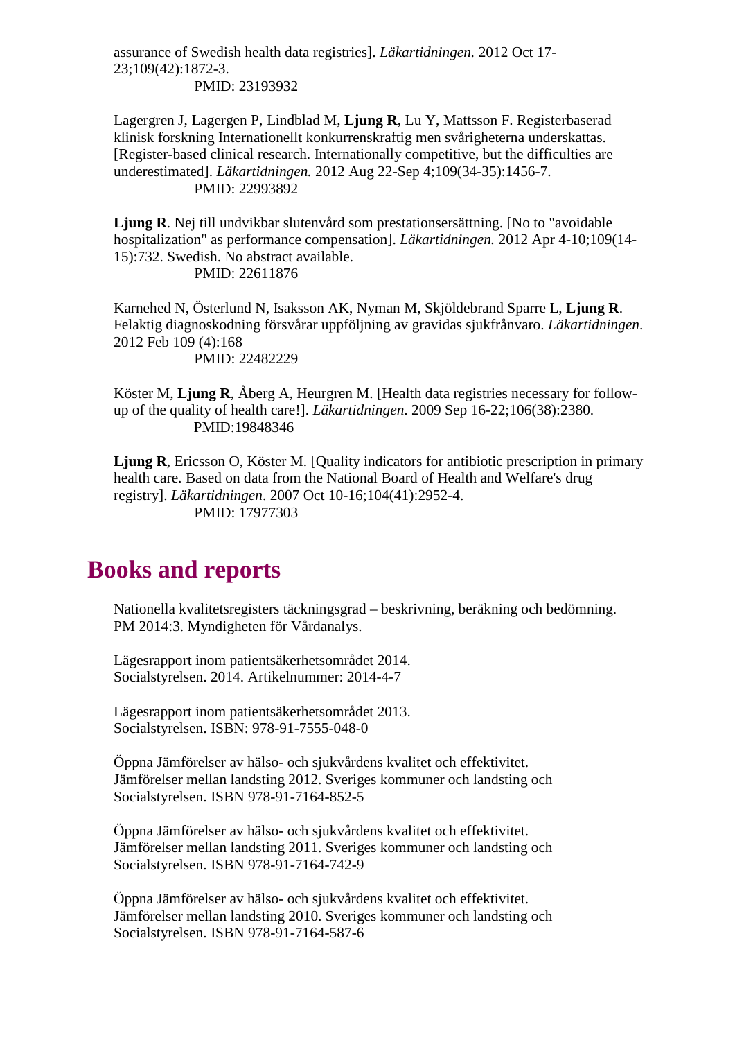assurance of Swedish health data registries]. *Läkartidningen.* 2012 Oct 17-23;109(42):1872-3.
PMID: 23193932

Lagergren J, Lagergen P, Lindblad M, **Ljung R**, Lu Y, Mattsson F. Registerbaserad klinisk forskning Internationellt konkurrenskraftig men svårigheterna underskattas. [Register-based clinical research. Internationally competitive, but the difficulties are underestimated]. *Läkartidningen.* 2012 Aug 22-Sep 4;109(34-35):1456-7.
PMID: 22993892

**Ljung R**. Nej till undvikbar slutenvård som prestationsersättning. [No to "avoidable hospitalization" as performance compensation]. *Läkartidningen.* 2012 Apr 4-10;109(14-15):732. Swedish. No abstract available.
PMID: 22611876

Karnehed N, Österlund N, Isaksson AK, Nyman M, Skjöldebrand Sparre L, **Ljung R**. Felaktig diagnoskodning försvårar uppföljning av gravidas sjukfrånvaro. *Läkartidningen*. 2012 Feb 109 (4):168
PMID: 22482229

Köster M, **Ljung R**, Åberg A, Heurgren M. [Health data registries necessary for follow-up of the quality of health care!]. *Läkartidningen*. 2009 Sep 16-22;106(38):2380.
PMID:19848346

**Ljung R**, Ericsson O, Köster M. [Quality indicators for antibiotic prescription in primary health care. Based on data from the National Board of Health and Welfare's drug registry]. *Läkartidningen*. 2007 Oct 10-16;104(41):2952-4.
PMID: 17977303

## Books and reports

Nationella kvalitetsregisters täckningsgrad – beskrivning, beräkning och bedömning. PM 2014:3. Myndigheten för Vårdanalys.

Lägesrapport inom patientsäkerhetsområdet 2014. Socialstyrelsen. 2014. Artikelnummer: 2014-4-7

Lägesrapport inom patientsäkerhetsområdet 2013. Socialstyrelsen. ISBN: 978-91-7555-048-0

Öppna Jämförelser av hälso- och sjukvårdens kvalitet och effektivitet. Jämförelser mellan landsting 2012. Sveriges kommuner och landsting och Socialstyrelsen. ISBN 978-91-7164-852-5

Öppna Jämförelser av hälso- och sjukvårdens kvalitet och effektivitet. Jämförelser mellan landsting 2011. Sveriges kommuner och landsting och Socialstyrelsen. ISBN 978-91-7164-742-9

Öppna Jämförelser av hälso- och sjukvårdens kvalitet och effektivitet. Jämförelser mellan landsting 2010. Sveriges kommuner och landsting och Socialstyrelsen. ISBN 978-91-7164-587-6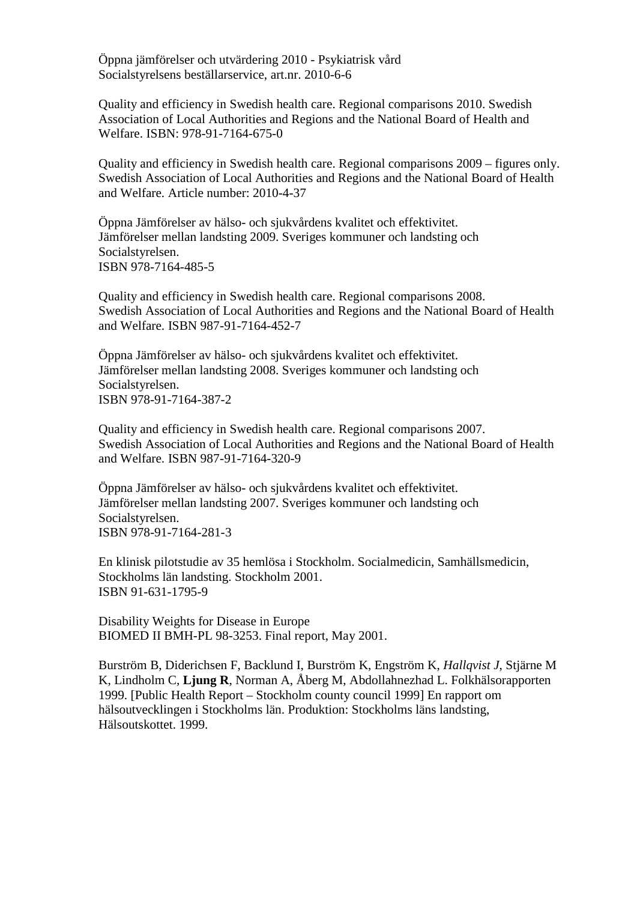Öppna jämförelser och utvärdering 2010 - Psykiatrisk vård
Socialstyrelsens beställarservice, art.nr. 2010-6-6

Quality and efficiency in Swedish health care. Regional comparisons 2010. Swedish Association of Local Authorities and Regions and the National Board of Health and Welfare. ISBN: 978-91-7164-675-0

Quality and efficiency in Swedish health care. Regional comparisons 2009 – figures only. Swedish Association of Local Authorities and Regions and the National Board of Health and Welfare. Article number: 2010-4-37

Öppna Jämförelser av hälso- och sjukvårdens kvalitet och effektivitet.
Jämförelser mellan landsting 2009. Sveriges kommuner och landsting och Socialstyrelsen.
ISBN 978-7164-485-5

Quality and efficiency in Swedish health care. Regional comparisons 2008.
Swedish Association of Local Authorities and Regions and the National Board of Health and Welfare. ISBN 987-91-7164-452-7

Öppna Jämförelser av hälso- och sjukvårdens kvalitet och effektivitet.
Jämförelser mellan landsting 2008. Sveriges kommuner och landsting och Socialstyrelsen.
ISBN 978-91-7164-387-2

Quality and efficiency in Swedish health care. Regional comparisons 2007.
Swedish Association of Local Authorities and Regions and the National Board of Health and Welfare. ISBN 987-91-7164-320-9

Öppna Jämförelser av hälso- och sjukvårdens kvalitet och effektivitet.
Jämförelser mellan landsting 2007. Sveriges kommuner och landsting och Socialstyrelsen.
ISBN 978-91-7164-281-3

En klinisk pilotstudie av 35 hemlösa i Stockholm. Socialmedicin, Samhällsmedicin, Stockholms län landsting. Stockholm 2001.
ISBN 91-631-1795-9

Disability Weights for Disease in Europe
BIOMED II BMH-PL 98-3253. Final report, May 2001.

Burström B, Diderichsen F, Backlund I, Burström K, Engström K, *Hallqvist J*, Stjärne M K, Lindholm C, **Ljung R**, Norman A, Åberg M, Abdollahnezhad L. Folkhälsorapporten 1999. [Public Health Report – Stockholm county council 1999] En rapport om hälsoutvecklingen i Stockholms län. Produktion: Stockholms läns landsting, Hälsoutskottet. 1999.